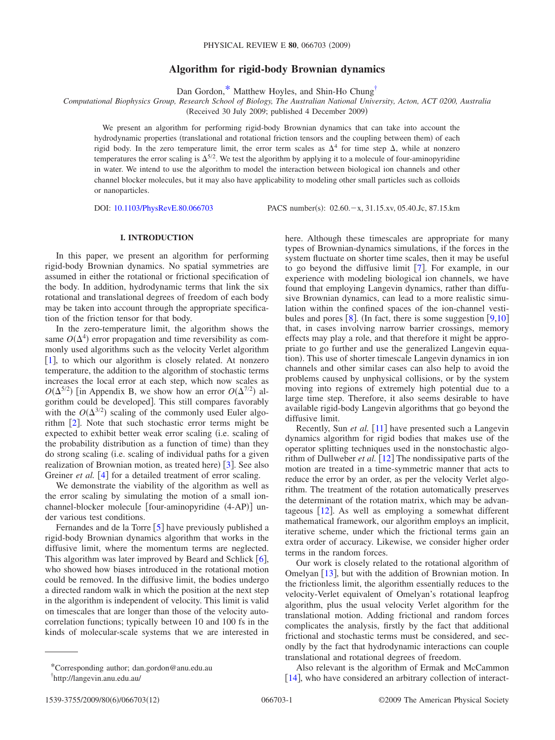# Algorithm for rigid-body Brownian dynamics

Dan Gordon,[*] Matthew Hoyles, and Shin-Ho Chung[†]

*Computational Biophysics Group, Research School of Biology, The Australian National University, Acton, ACT 0200, Australia*

(Received 30 July 2009; published 4 December 2009)

We present an algorithm for performing rigid-body Brownian dynamics that can take into account the hydrodynamic properties (translational and rotational friction tensors and the coupling between them) of each rigid body. In the zero temperature limit, the error term scales as $\Delta^4$ for time step $\Delta$, while at nonzero temperatures the error scaling is $\Delta^{5/2}$. We test the algorithm by applying it to a molecule of four-aminopyridine in water. We intend to use the algorithm to model the interaction between biological ion channels and other channel blocker molecules, but it may also have applicability to modeling other small particles such as colloids or nanoparticles.

DOI: 10.1103/PhysRevE.80.066703 PACS number(s): 02.60.−x, 31.15.xv, 05.40.Jc, 87.15.km

## I. INTRODUCTION

In this paper, we present an algorithm for performing rigid-body Brownian dynamics. No spatial symmetries are assumed in either the rotational or frictional specification of the body. In addition, hydrodynamic terms that link the six rotational and translational degrees of freedom of each body may be taken into account through the appropriate specification of the friction tensor for that body.

In the zero-temperature limit, the algorithm shows the same $O(\Delta^4)$ error propagation and time reversibility as commonly used algorithms such as the velocity Verlet algorithm [1], to which our algorithm is closely related. At nonzero temperature, the addition to the algorithm of stochastic terms increases the local error at each step, which now scales as $O(\Delta^{5/2})$ [in Appendix B, we show how an error $O(\Delta^{7/2})$ algorithm could be developed]. This still compares favorably with the $O(\Delta^{3/2})$ scaling of the commonly used Euler algorithm [2]. Note that such stochastic error terms might be expected to exhibit better weak error scaling (i.e. scaling of the probability distribution as a function of time) than they do strong scaling (i.e. scaling of individual paths for a given realization of Brownian motion, as treated here) [3]. See also Greiner *et al.* [4] for a detailed treatment of error scaling.

We demonstrate the viability of the algorithm as well as the error scaling by simulating the motion of a small ion-channel-blocker molecule [four-aminopyridine (4-AP)] under various test conditions.

Fernandes and de la Torre [5] have previously published a rigid-body Brownian dynamics algorithm that works in the diffusive limit, where the momentum terms are neglected. This algorithm was later improved by Beard and Schlick [6], who showed how biases introduced in the rotational motion could be removed. In the diffusive limit, the bodies undergo a directed random walk in which the position at the next step in the algorithm is independent of velocity. This limit is valid on timescales that are longer than those of the velocity autocorrelation functions; typically between 10 and 100 fs in the kinds of molecular-scale systems that we are interested in here. Although these timescales are appropriate for many types of Brownian-dynamics simulations, if the forces in the system fluctuate on shorter time scales, then it may be useful to go beyond the diffusive limit [7]. For example, in our experience with modeling biological ion channels, we have found that employing Langevin dynamics, rather than diffusive Brownian dynamics, can lead to a more realistic simulation within the confined spaces of the ion-channel vestibules and pores [8]. (In fact, there is some suggestion [9,10] that, in cases involving narrow barrier crossings, memory effects may play a role, and that therefore it might be appropriate to go further and use the generalized Langevin equation). This use of shorter timescale Langevin dynamics in ion channels and other similar cases can also help to avoid the problems caused by unphysical collisions, or by the system moving into regions of extremely high potential due to a large time step. Therefore, it also seems desirable to have available rigid-body Langevin algorithms that go beyond the diffusive limit.

Recently, Sun *et al.* [11] have presented such a Langevin dynamics algorithm for rigid bodies that makes use of the operator splitting techniques used in the nonstochastic algorithm of Dullweber *et al.* [12] The nondissipative parts of the motion are treated in a time-symmetric manner that acts to reduce the error by an order, as per the velocity Verlet algorithm. The treatment of the rotation automatically preserves the determinant of the rotation matrix, which may be advantageous [12]. As well as employing a somewhat different mathematical framework, our algorithm employs an implicit, iterative scheme, under which the frictional terms gain an extra order of accuracy. Likewise, we consider higher order terms in the random forces.

Our work is closely related to the rotational algorithm of Omelyan [13], but with the addition of Brownian motion. In the frictionless limit, the algorithm essentially reduces to the velocity-Verlet equivalent of Omelyan's rotational leapfrog algorithm, plus the usual velocity Verlet algorithm for the translational motion. Adding frictional and random forces complicates the analysis, firstly by the fact that additional frictional and stochastic terms must be considered, and secondly by the fact that hydrodynamic interactions can couple translational and rotational degrees of freedom.

Also relevant is the algorithm of Ermak and McCammon [14], who have considered an arbitrary collection of interact-

[*] Corresponding author; dan.gordon@anu.edu.au

[†] http://langevin.anu.edu.au/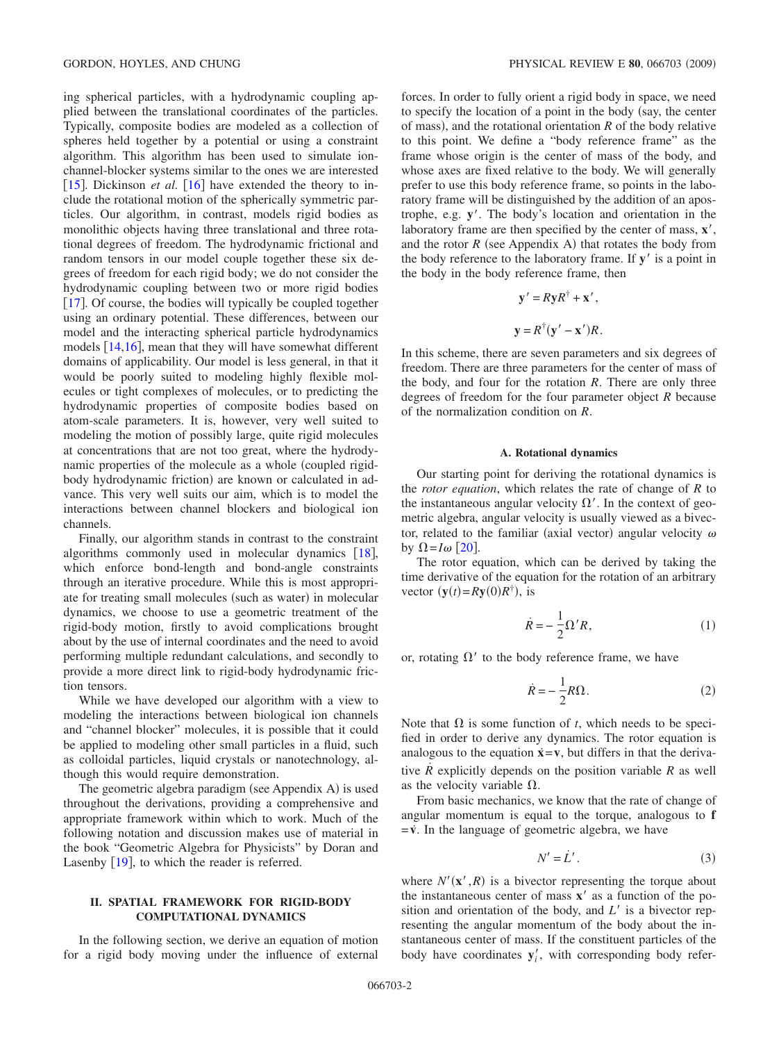ing spherical particles, with a hydrodynamic coupling applied between the translational coordinates of the particles. Typically, composite bodies are modeled as a collection of spheres held together by a potential or using a constraint algorithm. This algorithm has been used to simulate ion-channel-blocker systems similar to the ones we are interested [15]. Dickinson *et al.* [16] have extended the theory to include the rotational motion of the spherically symmetric particles. Our algorithm, in contrast, models rigid bodies as monolithic objects having three translational and three rotational degrees of freedom. The hydrodynamic frictional and random tensors in our model couple together these six degrees of freedom for each rigid body; we do not consider the hydrodynamic coupling between two or more rigid bodies [17]. Of course, the bodies will typically be coupled together using an ordinary potential. These differences, between our model and the interacting spherical particle hydrodynamics models [14,16], mean that they will have somewhat different domains of applicability. Our model is less general, in that it would be poorly suited to modeling highly flexible molecules or tight complexes of molecules, or to predicting the hydrodynamic properties of composite bodies based on atom-scale parameters. It is, however, very well suited to modeling the motion of possibly large, quite rigid molecules at concentrations that are not too great, where the hydrodynamic properties of the molecule as a whole (coupled rigid-body hydrodynamic friction) are known or calculated in advance. This very well suits our aim, which is to model the interactions between channel blockers and biological ion channels.

Finally, our algorithm stands in contrast to the constraint algorithms commonly used in molecular dynamics [18], which enforce bond-length and bond-angle constraints through an iterative procedure. While this is most appropriate for treating small molecules (such as water) in molecular dynamics, we choose to use a geometric treatment of the rigid-body motion, firstly to avoid complications brought about by the use of internal coordinates and the need to avoid performing multiple redundant calculations, and secondly to provide a more direct link to rigid-body hydrodynamic friction tensors.

While we have developed our algorithm with a view to modeling the interactions between biological ion channels and "channel blocker" molecules, it is possible that it could be applied to modeling other small particles in a fluid, such as colloidal particles, liquid crystals or nanotechnology, although this would require demonstration.

The geometric algebra paradigm (see Appendix A) is used throughout the derivations, providing a comprehensive and appropriate framework within which to work. Much of the following notation and discussion makes use of material in the book "Geometric Algebra for Physicists" by Doran and Lasenby [19], to which the reader is referred.

## II. SPATIAL FRAMEWORK FOR RIGID-BODY COMPUTATIONAL DYNAMICS

In the following section, we derive an equation of motion for a rigid body moving under the influence of external forces. In order to fully orient a rigid body in space, we need to specify the location of a point in the body (say, the center of mass), and the rotational orientation $R$ of the body relative to this point. We define a "body reference frame" as the frame whose origin is the center of mass of the body, and whose axes are fixed relative to the body. We will generally prefer to use this body reference frame, so points in the laboratory frame will be distinguished by the addition of an apostrophe, e.g. $\mathbf{y}'$. The body's location and orientation in the laboratory frame are then specified by the center of mass, $\mathbf{x}'$, and the rotor $R$ (see Appendix A) that rotates the body from the body reference to the laboratory frame. If $\mathbf{y}'$ is a point in the body in the body reference frame, then

$$\mathbf{y}' = R\mathbf{y}R^{\dagger} + \mathbf{x}',$$

$$\mathbf{y} = R^{\dagger}(\mathbf{y}' - \mathbf{x}')R.$$

In this scheme, there are seven parameters and six degrees of freedom. There are three parameters for the center of mass of the body, and four for the rotation $R$. There are only three degrees of freedom for the four parameter object $R$ because of the normalization condition on $R$.

### A. Rotational dynamics

Our starting point for deriving the rotational dynamics is the *rotor equation*, which relates the rate of change of $R$ to the instantaneous angular velocity $\Omega'$. In the context of geometric algebra, angular velocity is usually viewed as a bivector, related to the familiar (axial vector) angular velocity $\omega$ by $\Omega = I\omega$ [20].

The rotor equation, which can be derived by taking the time derivative of the equation for the rotation of an arbitrary vector $(\mathbf{y}(t) = R\mathbf{y}(0)R^{\dagger})$, is

$$\dot{R} = -\frac{1}{2}\Omega' R, \tag{1}$$

or, rotating $\Omega'$ to the body reference frame, we have

$$\dot{R} = -\frac{1}{2}R\Omega. \tag{2}$$

Note that $\Omega$ is some function of $t$, which needs to be specified in order to derive any dynamics. The rotor equation is analogous to the equation $\dot{\mathbf{x}} = \mathbf{v}$, but differs in that the derivative $\dot{R}$ explicitly depends on the position variable $R$ as well as the velocity variable $\Omega$.

From basic mechanics, we know that the rate of change of angular momentum is equal to the torque, analogous to $\mathbf{f} = \dot{\mathbf{v}}$. In the language of geometric algebra, we have

$$N' = \dot{L}'. \tag{3}$$

where $N'(\mathbf{x}', R)$ is a bivector representing the torque about the instantaneous center of mass $\mathbf{x}'$ as a function of the position and orientation of the body, and $L'$ is a bivector representing the angular momentum of the body about the instantaneous center of mass. If the constituent particles of the body have coordinates $\mathbf{y}_i'$, with corresponding body refer-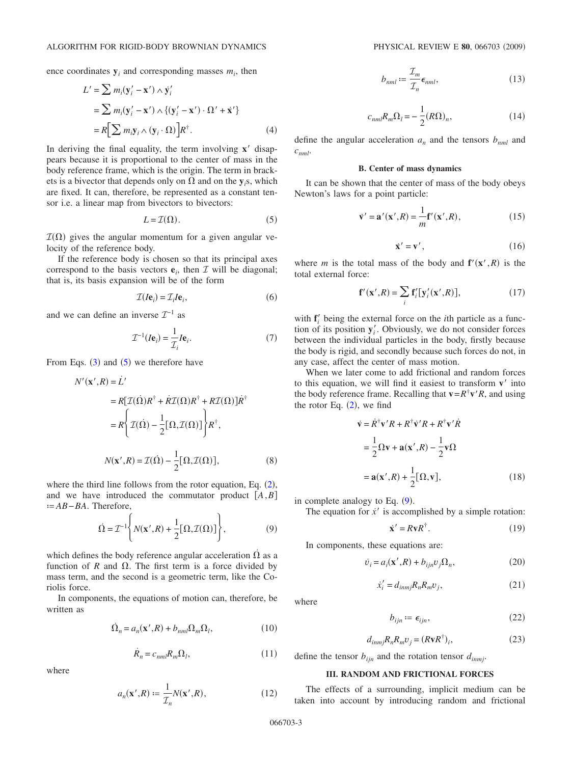ence coordinates $\mathbf{y}_i$ and corresponding masses $m_i$, then

$$
\begin{aligned}
L' &= \sum m_i(\mathbf{y}_i' - \mathbf{x}') \wedge \dot{\mathbf{y}}_i' \\
&= \sum m_i(\mathbf{y}_i' - \mathbf{x}') \wedge \{(\mathbf{y}_i' - \mathbf{x}') \cdot \Omega' + \dot{\mathbf{x}}'\} \\
&= R\Big[\sum m_i \mathbf{y}_i \wedge (\mathbf{y}_i \cdot \Omega)\Big] R^\dagger.
\end{aligned} \tag{4}
$$

In deriving the final equality, the term involving $\mathbf{x}'$ disappears because it is proportional to the center of mass in the body reference frame, which is the origin. The term in brackets is a bivector that depends only on $\Omega$ and on the $\mathbf{y}_i$s, which are fixed. It can, therefore, be represented as a constant tensor i.e. a linear map from bivectors to bivectors:

$$
L = \mathcal{I}(\Omega). \tag{5}
$$

$\mathcal{I}(\Omega)$ gives the angular momentum for a given angular velocity of the reference body.

If the reference body is chosen so that its principal axes correspond to the basis vectors $\mathbf{e}_i$, then $\mathcal{I}$ will be diagonal; that is, its basis expansion will be of the form

$$
\mathcal{I}(I\mathbf{e}_i) = \mathcal{I}_i I \mathbf{e}_i, \tag{6}
$$

and we can define an inverse $\mathcal{I}^{-1}$ as

$$
\mathcal{I}^{-1}(I\mathbf{e}_i) = \frac{1}{\mathcal{I}_i} I \mathbf{e}_i. \tag{7}
$$

From Eqs. (3) and (5) we therefore have

$$
\begin{aligned}
N'(\mathbf{x}', R) &= \dot{L}' \\
&= R[\mathcal{I}(\dot{\Omega})R^\dagger + \dot{R}\mathcal{I}(\Omega)R^\dagger + R\mathcal{I}(\Omega)]\dot{R}^\dagger \\
&= R\left\{\mathcal{I}(\dot{\Omega}) - \frac{1}{2}[\Omega, \mathcal{I}(\Omega)]\right\} R^\dagger,
\end{aligned}
$$

$$
N(\mathbf{x}', R) = \mathcal{I}(\dot{\Omega}) - \frac{1}{2}[\Omega, \mathcal{I}(\Omega)], \tag{8}
$$

where the third line follows from the rotor equation, Eq. (2), and we have introduced the commutator product $[A,B] := AB - BA$. Therefore,

$$
\dot{\Omega} = \mathcal{I}^{-1}\left\{N(\mathbf{x}', R) + \frac{1}{2}[\Omega, \mathcal{I}(\Omega)]\right\}, \tag{9}
$$

which defines the body reference angular acceleration $\dot{\Omega}$ as a function of $R$ and $\Omega$. The first term is a force divided by mass term, and the second is a geometric term, like the Coriolis force.

In components, the equations of motion can, therefore, be written as

$$
\dot{\Omega}_n = a_n(\mathbf{x}', R) + b_{nml}\Omega_m \Omega_l, \tag{10}
$$

$$
\dot{R}_n = c_{nml} R_m \Omega_l, \tag{11}
$$

where

$$
a_n(\mathbf{x}', R) := \frac{1}{\mathcal{I}_n} N(\mathbf{x}', R), \tag{12}
$$

$$
b_{nml} := \frac{\mathcal{I}_m}{\mathcal{I}_n} \epsilon_{nml}, \tag{13}
$$

$$
c_{nml} R_m \Omega_l = -\frac{1}{2}(R\Omega)_n, \tag{14}
$$

define the angular acceleration $a_n$ and the tensors $b_{nml}$ and $c_{nml}$.

### B. Center of mass dynamics

It can be shown that the center of mass of the body obeys Newton's laws for a point particle:

$$
\dot{\mathbf{v}}' = \mathbf{a}'(\mathbf{x}', R) = \frac{1}{m}\mathbf{f}'(\mathbf{x}', R), \tag{15}
$$

$$
\dot{\mathbf{x}}' = \mathbf{v}', \tag{16}
$$

where $m$ is the total mass of the body and $\mathbf{f}'(\mathbf{x}', R)$ is the total external force:

$$
\mathbf{f}'(\mathbf{x}', R) = \sum_i \mathbf{f}_i'[\mathbf{y}_i'(\mathbf{x}', R)], \tag{17}
$$

with $\mathbf{f}_i'$ being the external force on the $i$th particle as a function of its position $\mathbf{y}_i'$. Obviously, we do not consider forces between the individual particles in the body, firstly because the body is rigid, and secondly because such forces do not, in any case, affect the center of mass motion.

When we later come to add frictional and random forces to this equation, we will find it easiest to transform $\mathbf{v}'$ into the body reference frame. Recalling that $\mathbf{v} = R^\dagger \mathbf{v}' R$, and using the rotor Eq. (2), we find

$$
\begin{aligned}
\dot{\mathbf{v}} &= \dot{R}^\dagger \mathbf{v}' R + R^\dagger \dot{\mathbf{v}}' R + R^\dagger \mathbf{v}' \dot{R} \\
&= \frac{1}{2}\Omega \mathbf{v} + \mathbf{a}(\mathbf{x}', R) - \frac{1}{2}\mathbf{v}\Omega \\
&= \mathbf{a}(\mathbf{x}', R) + \frac{1}{2}[\Omega, \mathbf{v}],
\end{aligned} \tag{18}
$$

in complete analogy to Eq. (9).

The equation for $\dot{x}'$ is accomplished by a simple rotation:

$$
\dot{\mathbf{x}}' = R\mathbf{v}R^\dagger. \tag{19}
$$

In components, these equations are:

$$
\dot{v}_i = a_i(\mathbf{x}', R) + b_{ijn} v_j \Omega_n, \tag{20}
$$

$$
\dot{x}_i' = d_{inmj} R_n R_m v_j, \tag{21}
$$

where

$$
b_{ijn} := \epsilon_{ijn}, \tag{22}
$$

$$
d_{inmj} R_n R_m v_j = (R\mathbf{v}R^\dagger)_i, \tag{23}
$$

define the tensor $b_{ijn}$ and the rotation tensor $d_{inmj}$.

## III. RANDOM AND FRICTIONAL FORCES

The effects of a surrounding, implicit medium can be taken into account by introducing random and frictional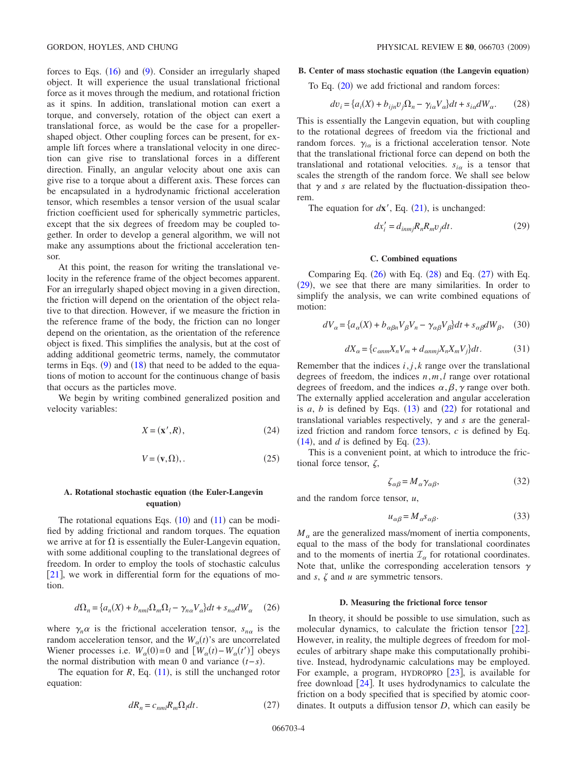forces to Eqs. (16) and (9). Consider an irregularly shaped object. It will experience the usual translational frictional force as it moves through the medium, and rotational friction as it spins. In addition, translational motion can exert a torque, and conversely, rotation of the object can exert a translational force, as would be the case for a propeller-shaped object. Other coupling forces can be present, for example lift forces where a translational velocity in one direction can give rise to translational forces in a different direction. Finally, an angular velocity about one axis can give rise to a torque about a different axis. These forces can be encapsulated in a hydrodynamic frictional acceleration tensor, which resembles a tensor version of the usual scalar friction coefficient used for spherically symmetric particles, except that the six degrees of freedom may be coupled together. In order to develop a general algorithm, we will not make any assumptions about the frictional acceleration tensor.

At this point, the reason for writing the translational velocity in the reference frame of the object becomes apparent. For an irregularly shaped object moving in a given direction, the friction will depend on the orientation of the object relative to that direction. However, if we measure the friction in the reference frame of the body, the friction can no longer depend on the orientation, as the orientation of the reference object is fixed. This simplifies the analysis, but at the cost of adding additional geometric terms, namely, the commutator terms in Eqs. (9) and (18) that need to be added to the equations of motion to account for the continuous change of basis that occurs as the particles move.

We begin by writing combined generalized position and velocity variables:

$$X = (\mathbf{x}', R), \tag{24}$$

$$V = (\mathbf{v}, \Omega),. \tag{25}$$

### A. Rotational stochastic equation (the Euler-Langevin equation)

The rotational equations Eqs. (10) and (11) can be modified by adding frictional and random torques. The equation we arrive at for $\Omega$ is essentially the Euler-Langevin equation, with some additional coupling to the translational degrees of freedom. In order to employ the tools of stochastic calculus [21], we work in differential form for the equations of motion.

$$d\Omega_n = \{a_n(X) + b_{nml}\Omega_m\Omega_l - \gamma_{n\alpha}V_\alpha\}dt + s_{n\alpha}dW_\alpha \tag{26}$$

where $\gamma_n\alpha$ is the frictional acceleration tensor, $s_{n\alpha}$ is the random acceleration tensor, and the $W_\alpha(t)$'s are uncorrelated Wiener processes i.e. $W_\alpha(0)=0$ and $[W_\alpha(t)-W_\alpha(t')]$ obeys the normal distribution with mean 0 and variance $(t-s)$.

The equation for $R$, Eq. (11), is still the unchanged rotor equation:

$$dR_n = c_{nml}R_m\Omega_l dt. \tag{27}$$

### B. Center of mass stochastic equation (the Langevin equation)

To Eq. (20) we add frictional and random forces:

$$dv_i = \{a_i(X) + b_{ijn}v_j\Omega_n - \gamma_{i\alpha}V_\alpha\}dt + s_{i\alpha}dW_\alpha. \tag{28}$$

This is essentially the Langevin equation, but with coupling to the rotational degrees of freedom via the frictional and random forces. $\gamma_{i\alpha}$ is a frictional acceleration tensor. Note that the translational frictional force can depend on both the translational and rotational velocities. $s_{i\alpha}$ is a tensor that scales the strength of the random force. We shall see below that $\gamma$ and $s$ are related by the fluctuation-dissipation theorem.

The equation for $d\mathbf{x}'$, Eq. (21), is unchanged:

$$dx_i' = d_{inmj}R_nR_mv_jdt. \tag{29}$$

### C. Combined equations

Comparing Eq. (26) with Eq. (28) and Eq. (27) with Eq. (29), we see that there are many similarities. In order to simplify the analysis, we can write combined equations of motion:

$$dV_\alpha = \{a_\alpha(X) + b_{\alpha\beta n}V_\beta V_n - \gamma_{\alpha\beta}V_\beta\}dt + s_{\alpha\beta}dW_\beta, \tag{30}$$

$$dX_\alpha = \{c_{\alpha nm}X_nV_m + d_{\alpha nmj}X_nX_mV_j\}dt. \tag{31}$$

Remember that the indices $i,j,k$ range over the translational degrees of freedom, the indices $n,m,l$ range over rotational degrees of freedom, and the indices $\alpha,\beta,\gamma$ range over both. The externally applied acceleration and angular acceleration is $a$, $b$ is defined by Eqs. (13) and (22) for rotational and translational variables respectively, $\gamma$ and $s$ are the generalized friction and random force tensors, $c$ is defined by Eq. (14), and $d$ is defined by Eq. (23).

This is a convenient point, at which to introduce the frictional force tensor, $\zeta$,

$$\zeta_{\alpha\beta} = M_\alpha\gamma_{\alpha\beta}, \tag{32}$$

and the random force tensor, $u$,

$$u_{\alpha\beta} = M_\alpha s_{\alpha\beta}. \tag{33}$$

$M_\alpha$ are the generalized mass/moment of inertia components, equal to the mass of the body for translational coordinates and to the moments of inertia $\mathcal{I}_\alpha$ for rotational coordinates. Note that, unlike the corresponding acceleration tensors $\gamma$ and $s$, $\zeta$ and $u$ are symmetric tensors.

### D. Measuring the frictional force tensor

In theory, it should be possible to use simulation, such as molecular dynamics, to calculate the friction tensor [22]. However, in reality, the multiple degrees of freedom for molecules of arbitrary shape make this computationally prohibitive. Instead, hydrodynamic calculations may be employed. For example, a program, HYDROPRO [23], is available for free download [24]. It uses hydrodynamics to calculate the friction on a body specified that is specified by atomic coordinates. It outputs a diffusion tensor $D$, which can easily be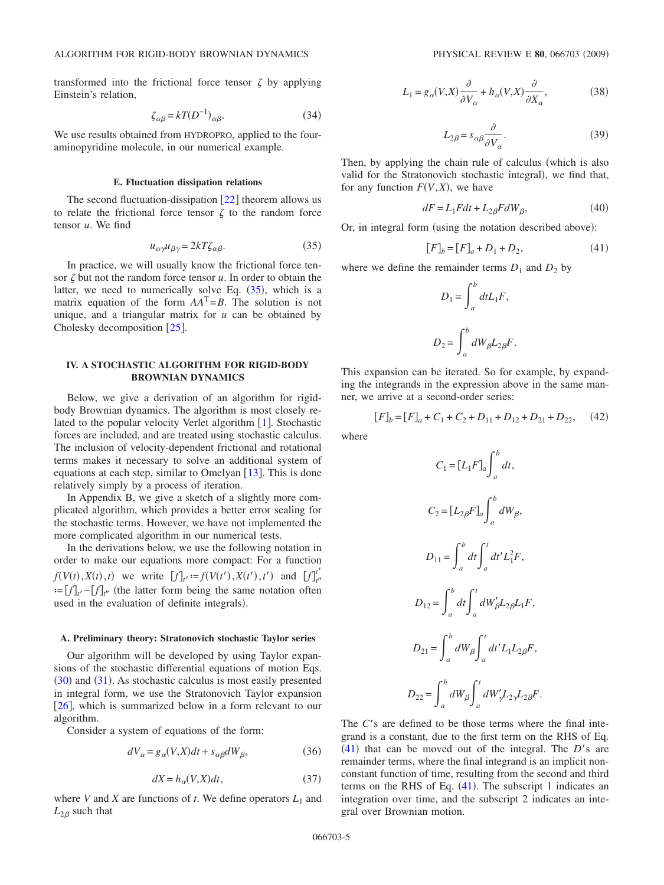transformed into the frictional force tensor $\zeta$ by applying Einstein's relation,

$$\zeta_{\alpha\beta} = kT(D^{-1})_{\alpha\beta}. \tag{34}$$

We use results obtained from HYDROPRO, applied to the four-aminopyridine molecule, in our numerical example.

### E. Fluctuation dissipation relations

The second fluctuation-dissipation [22] theorem allows us to relate the frictional force tensor $\zeta$ to the random force tensor $u$. We find

$$u_{\alpha\gamma}u_{\beta\gamma} = 2kT\zeta_{\alpha\beta}. \tag{35}$$

In practice, we will usually know the frictional force tensor $\zeta$ but not the random force tensor $u$. In order to obtain the latter, we need to numerically solve Eq. (35), which is a matrix equation of the form $AA^{\mathrm{T}}=B$. The solution is not unique, and a triangular matrix for $u$ can be obtained by Cholesky decomposition [25].

## IV. A STOCHASTIC ALGORITHM FOR RIGID-BODY BROWNIAN DYNAMICS

Below, we give a derivation of an algorithm for rigid-body Brownian dynamics. The algorithm is most closely related to the popular velocity Verlet algorithm [1]. Stochastic forces are included, and are treated using stochastic calculus. The inclusion of velocity-dependent frictional and rotational terms makes it necessary to solve an additional system of equations at each step, similar to Omelyan [13]. This is done relatively simply by a process of iteration.

In Appendix B, we give a sketch of a slightly more complicated algorithm, which provides a better error scaling for the stochastic terms. However, we have not implemented the more complicated algorithm in our numerical tests.

In the derivations below, we use the following notation in order to make our equations more compact: For a function $f(V(t),X(t),t)$ we write $[f]_{t'} := f(V(t'),X(t'),t')$ and $[f]_{t''}^{t'} := [f]_{t'} - [f]_{t''}$ (the latter form being the same notation often used in the evaluation of definite integrals).

### A. Preliminary theory: Stratonovich stochastic Taylor series

Our algorithm will be developed by using Taylor expansions of the stochastic differential equations of motion Eqs. (30) and (31). As stochastic calculus is most easily presented in integral form, we use the Stratonovich Taylor expansion [26], which is summarized below in a form relevant to our algorithm.

Consider a system of equations of the form:

$$dV_\alpha = g_\alpha(V,X)dt + s_{\alpha\beta}dW_\beta, \tag{36}$$

$$dX = h_\alpha(V,X)dt, \tag{37}$$

where $V$ and $X$ are functions of $t$. We define operators $L_1$ and $L_{2\beta}$ such that

$$L_1 = g_\alpha(V,X)\frac{\partial}{\partial V_\alpha} + h_\alpha(V,X)\frac{\partial}{\partial X_\alpha}, \tag{38}$$

$$L_{2\beta} = s_{\alpha\beta}\frac{\partial}{\partial V_\alpha}. \tag{39}$$

Then, by applying the chain rule of calculus (which is also valid for the Stratonovich stochastic integral), we find that, for any function $F(V,X)$, we have

$$dF = L_1 F dt + L_{2\beta} F dW_\beta, \tag{40}$$

Or, in integral form (using the notation described above):

$$[F]_b = [F]_a + D_1 + D_2, \tag{41}$$

where we define the remainder terms $D_1$ and $D_2$ by

$$D_1 = \int_a^b dt L_1 F,$$

$$D_2 = \int_a^b dW_\beta L_{2\beta} F.$$

This expansion can be iterated. So for example, by expanding the integrands in the expression above in the same manner, we arrive at a second-order series:

$$[F]_b = [F]_a + C_1 + C_2 + D_{11} + D_{12} + D_{21} + D_{22}, \tag{42}$$

where

$$C_1 = [L_1 F]_a \int_a^b dt,$$

$$C_2 = [L_{2\beta} F]_a \int_a^b dW_\beta,$$

$$D_{11} = \int_a^b dt \int_a^t dt' L_1^2 F,$$

$$D_{12} = \int_a^b dt \int_a^t dW'_\beta L_{2\beta} L_1 F,$$

$$D_{21} = \int_a^b dW_\beta \int_a^t dt' L_1 L_{2\beta} F,$$

$$D_{22} = \int_a^b dW_\beta \int_a^t dW'_\gamma L_{2\gamma} L_{2\beta} F.$$

The $C$'s are defined to be those terms where the final integrand is a constant, due to the first term on the RHS of Eq. (41) that can be moved out of the integral. The $D$'s are remainder terms, where the final integrand is an implicit nonconstant function of time, resulting from the second and third terms on the RHS of Eq. (41). The subscript 1 indicates an integration over time, and the subscript 2 indicates an integral over Brownian motion.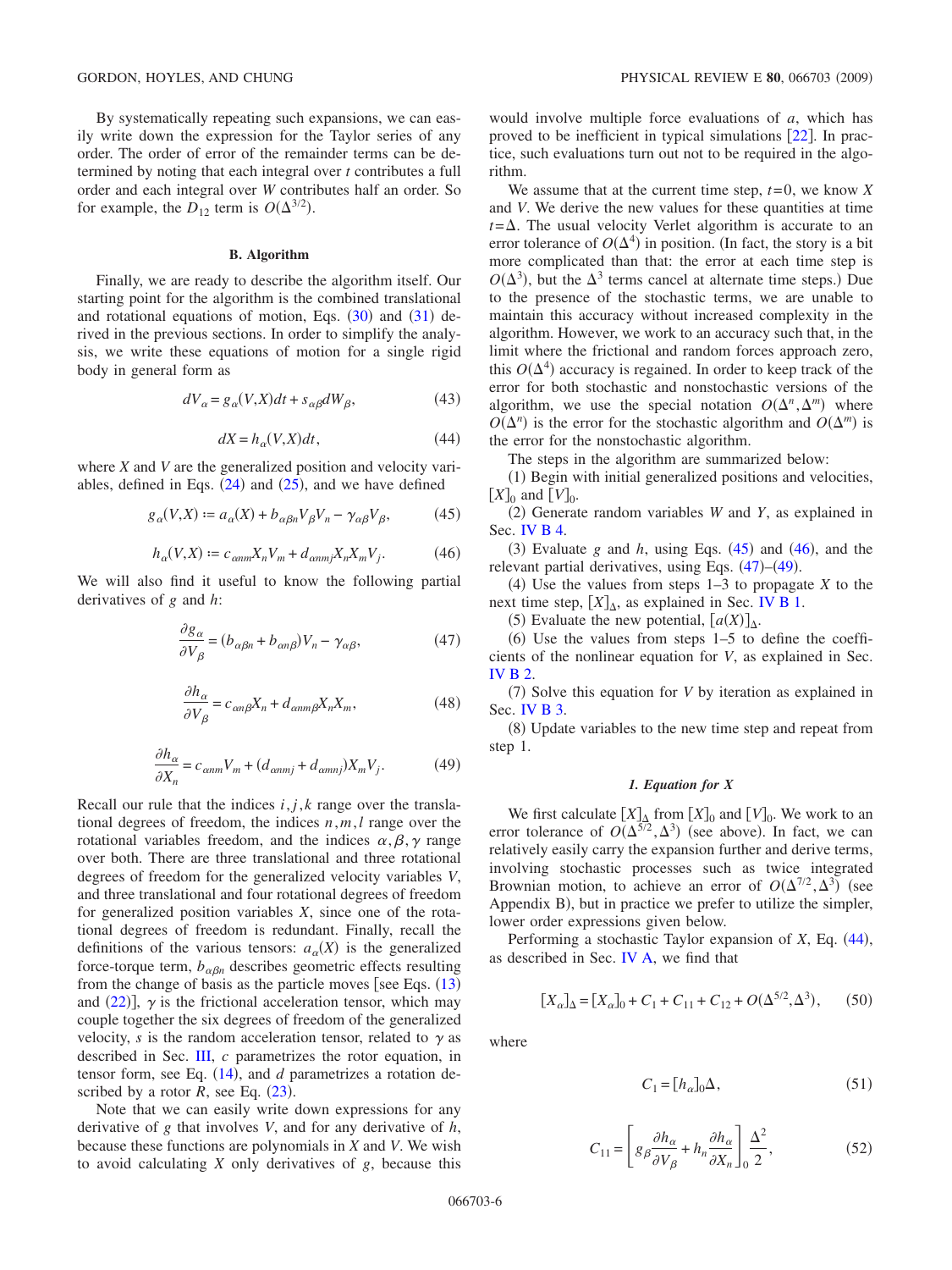By systematically repeating such expansions, we can easily write down the expression for the Taylor series of any order. The order of error of the remainder terms can be determined by noting that each integral over $t$ contributes a full order and each integral over $W$ contributes half an order. So for example, the $D_{12}$ term is $O(\Delta^{3/2})$.

### B. Algorithm

Finally, we are ready to describe the algorithm itself. Our starting point for the algorithm is the combined translational and rotational equations of motion, Eqs. (30) and (31) derived in the previous sections. In order to simplify the analysis, we write these equations of motion for a single rigid body in general form as

$$dV_\alpha = g_\alpha(V,X)dt + s_{\alpha\beta}dW_\beta, \tag{43}$$

$$dX = h_\alpha(V,X)dt, \tag{44}$$

where $X$ and $V$ are the generalized position and velocity variables, defined in Eqs. (24) and (25), and we have defined

$$g_\alpha(V,X) := a_\alpha(X) + b_{\alpha\beta n}V_\beta V_n - \gamma_{\alpha\beta}V_\beta, \tag{45}$$

$$h_\alpha(V,X) := c_{\alpha nm}X_n V_m + d_{\alpha nmj}X_n X_m V_j. \tag{46}$$

We will also find it useful to know the following partial derivatives of $g$ and $h$:

$$\frac{\partial g_\alpha}{\partial V_\beta} = (b_{\alpha\beta n} + b_{\alpha n\beta})V_n - \gamma_{\alpha\beta}, \tag{47}$$

$$\frac{\partial h_\alpha}{\partial V_\beta} = c_{\alpha n\beta}X_n + d_{\alpha nm\beta}X_n X_m, \tag{48}$$

$$\frac{\partial h_\alpha}{\partial X_n} = c_{\alpha nm}V_m + (d_{\alpha nmj} + d_{\alpha mnj})X_m V_j. \tag{49}$$

Recall our rule that the indices $i,j,k$ range over the translational degrees of freedom, the indices $n,m,l$ range over the rotational variables freedom, and the indices $\alpha,\beta,\gamma$ range over both. There are three translational and three rotational degrees of freedom for the generalized velocity variables $V$, and three translational and four rotational degrees of freedom for generalized position variables $X$, since one of the rotational degrees of freedom is redundant. Finally, recall the definitions of the various tensors: $a_\alpha(X)$ is the generalized force-torque term, $b_{\alpha\beta n}$ describes geometric effects resulting from the change of basis as the particle moves [see Eqs. (13) and (22)], $\gamma$ is the frictional acceleration tensor, which may couple together the six degrees of freedom of the generalized velocity, $s$ is the random acceleration tensor, related to $\gamma$ as described in Sec. III, $c$ parametrizes the rotor equation, in tensor form, see Eq. (14), and $d$ parametrizes a rotation described by a rotor $R$, see Eq. (23).

Note that we can easily write down expressions for any derivative of $g$ that involves $V$, and for any derivative of $h$, because these functions are polynomials in $X$ and $V$. We wish to avoid calculating $X$ only derivatives of $g$, because this would involve multiple force evaluations of $a$, which has proved to be inefficient in typical simulations [22]. In practice, such evaluations turn out not to be required in the algorithm.

We assume that at the current time step, $t=0$, we know $X$ and $V$. We derive the new values for these quantities at time $t=\Delta$. The usual velocity Verlet algorithm is accurate to an error tolerance of $O(\Delta^4)$ in position. (In fact, the story is a bit more complicated than that: the error at each time step is $O(\Delta^3)$, but the $\Delta^3$ terms cancel at alternate time steps.) Due to the presence of the stochastic terms, we are unable to maintain this accuracy without increased complexity in the algorithm. However, we work to an accuracy such that, in the limit where the frictional and random forces approach zero, this $O(\Delta^4)$ accuracy is regained. In order to keep track of the error for both stochastic and nonstochastic versions of the algorithm, we use the special notation $O(\Delta^n,\Delta^m)$ where $O(\Delta^n)$ is the error for the stochastic algorithm and $O(\Delta^m)$ is the error for the nonstochastic algorithm.

The steps in the algorithm are summarized below:

(1) Begin with initial generalized positions and velocities, $[X]_0$ and $[V]_0$.

(2) Generate random variables $W$ and $Y$, as explained in Sec. IV B 4.

(3) Evaluate $g$ and $h$, using Eqs. (45) and (46), and the relevant partial derivatives, using Eqs. (47)–(49).

(4) Use the values from steps 1–3 to propagate $X$ to the next time step, $[X]_\Delta$, as explained in Sec. IV B 1.

(5) Evaluate the new potential, $[a(X)]_\Delta$.

(6) Use the values from steps 1–5 to define the coefficients of the nonlinear equation for $V$, as explained in Sec. IV B 2.

(7) Solve this equation for $V$ by iteration as explained in Sec. IV B 3.

(8) Update variables to the new time step and repeat from step 1.

#### 1. Equation for X

We first calculate $[X]_\Delta$ from $[X]_0$ and $[V]_0$. We work to an error tolerance of $O(\Delta^{5/2},\Delta^3)$ (see above). In fact, we can relatively easily carry the expansion further and derive terms, involving stochastic processes such as twice integrated Brownian motion, to achieve an error of $O(\Delta^{7/2},\Delta^3)$ (see Appendix B), but in practice we prefer to utilize the simpler, lower order expressions given below.

Performing a stochastic Taylor expansion of $X$, Eq. (44), as described in Sec. IV A, we find that

$$[X_\alpha]_\Delta = [X_\alpha]_0 + C_1 + C_{11} + C_{12} + O(\Delta^{5/2},\Delta^3), \tag{50}$$

where

$$C_1 = [h_\alpha]_0\Delta, \tag{51}$$

$$C_{11} = \left[g_\beta\frac{\partial h_\alpha}{\partial V_\beta} + h_n\frac{\partial h_\alpha}{\partial X_n}\right]_0\frac{\Delta^2}{2}, \tag{52}$$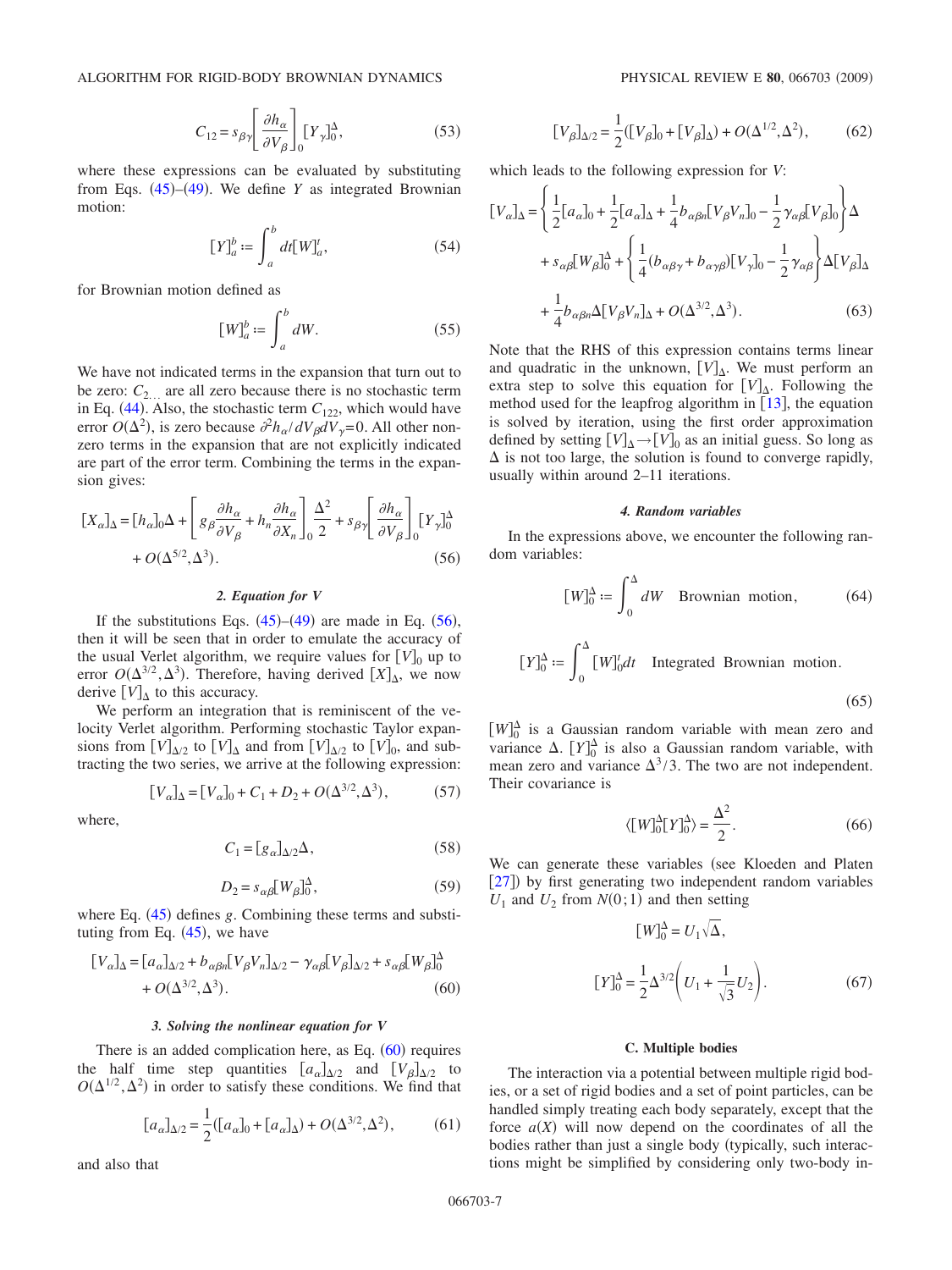$$C_{12} = s_{\beta\gamma}\left[\frac{\partial h_\alpha}{\partial V_\beta}\right]_0 [Y_\gamma]_0^\Delta, \tag{53}$$

where these expressions can be evaluated by substituting from Eqs. (45)–(49). We define $Y$ as integrated Brownian motion:

$$[Y]_a^b := \int_a^b dt[W]_a^t, \tag{54}$$

for Brownian motion defined as

$$[W]_a^b := \int_a^b dW. \tag{55}$$

We have not indicated terms in the expansion that turn out to be zero: $C_{2\ldots}$ are all zero because there is no stochastic term in Eq. (44). Also, the stochastic term $C_{122}$, which would have error $O(\Delta^2)$, is zero because $\partial^2 h_\alpha / dV_\beta dV_\gamma = 0$. All other nonzero terms in the expansion that are not explicitly indicated are part of the error term. Combining the terms in the expansion gives:

$$[X_\alpha]_\Delta = [h_\alpha]_0 \Delta + \left[g_\beta \frac{\partial h_\alpha}{\partial V_\beta} + h_n \frac{\partial h_\alpha}{\partial X_n}\right]_0 \frac{\Delta^2}{2} + s_{\beta\gamma}\left[\frac{\partial h_\alpha}{\partial V_\beta}\right]_0 [Y_\gamma]_0^\Delta + O(\Delta^{5/2}, \Delta^3). \tag{56}$$

#### 2. Equation for V

If the substitutions Eqs. (45)–(49) are made in Eq. (56), then it will be seen that in order to emulate the accuracy of the usual Verlet algorithm, we require values for $[V]_0$ up to error $O(\Delta^{3/2}, \Delta^3)$. Therefore, having derived $[X]_\Delta$, we now derive $[V]_\Delta$ to this accuracy.

We perform an integration that is reminiscent of the velocity Verlet algorithm. Performing stochastic Taylor expansions from $[V]_{\Delta/2}$ to $[V]_\Delta$ and from $[V]_{\Delta/2}$ to $[V]_0$, and subtracting the two series, we arrive at the following expression:

$$[V_\alpha]_\Delta = [V_\alpha]_0 + C_1 + D_2 + O(\Delta^{3/2}, \Delta^3), \tag{57}$$

where,

$$C_1 = [g_\alpha]_{\Delta/2}\Delta, \tag{58}$$

$$D_2 = s_{\alpha\beta}[W_\beta]_0^\Delta, \tag{59}$$

where Eq. (45) defines $g$. Combining these terms and substituting from Eq. (45), we have

$$[V_\alpha]_\Delta = [a_\alpha]_{\Delta/2} + b_{\alpha\beta n}[V_\beta V_n]_{\Delta/2} - \gamma_{\alpha\beta}[V_\beta]_{\Delta/2} + s_{\alpha\beta}[W_\beta]_0^\Delta + O(\Delta^{3/2}, \Delta^3). \tag{60}$$

#### 3. Solving the nonlinear equation for V

There is an added complication here, as Eq. (60) requires the half time step quantities $[a_\alpha]_{\Delta/2}$ and $[V_\beta]_{\Delta/2}$ to $O(\Delta^{1/2}, \Delta^2)$ in order to satisfy these conditions. We find that

$$[a_\alpha]_{\Delta/2} = \frac{1}{2}([a_\alpha]_0 + [a_\alpha]_\Delta) + O(\Delta^{3/2}, \Delta^2), \tag{61}$$

and also that

$$[V_\beta]_{\Delta/2} = \frac{1}{2}([V_\beta]_0 + [V_\beta]_\Delta) + O(\Delta^{1/2}, \Delta^2), \tag{62}$$

which leads to the following expression for $V$:

$$[V_\alpha]_\Delta = \left\{\frac{1}{2}[a_\alpha]_0 + \frac{1}{2}[a_\alpha]_\Delta + \frac{1}{4}b_{\alpha\beta n}[V_\beta V_n]_0 - \frac{1}{2}\gamma_{\alpha\beta}[V_\beta]_0\right\}\Delta + s_{\alpha\beta}[W_\beta]_0^\Delta + \left\{\frac{1}{4}(b_{\alpha\beta\gamma} + b_{\alpha\gamma\beta})[V_\gamma]_0 - \frac{1}{2}\gamma_{\alpha\beta}\right\}\Delta[V_\beta]_\Delta + \frac{1}{4}b_{\alpha\beta n}\Delta[V_\beta V_n]_\Delta + O(\Delta^{3/2}, \Delta^3). \tag{63}$$

Note that the RHS of this expression contains terms linear and quadratic in the unknown, $[V]_\Delta$. We must perform an extra step to solve this equation for $[V]_\Delta$. Following the method used for the leapfrog algorithm in [13], the equation is solved by iteration, using the first order approximation defined by setting $[V]_\Delta \to [V]_0$ as an initial guess. So long as $\Delta$ is not too large, the solution is found to converge rapidly, usually within around 2–11 iterations.

#### 4. Random variables

In the expressions above, we encounter the following random variables:

$$[W]_0^\Delta := \int_0^\Delta dW \quad \text{Brownian motion}, \tag{64}$$

$$[Y]_0^\Delta := \int_0^\Delta [W]_0^t dt \quad \text{Integrated Brownian motion}. \tag{65}$$

$[W]_0^\Delta$ is a Gaussian random variable with mean zero and variance $\Delta$. $[Y]_0^\Delta$ is also a Gaussian random variable, with mean zero and variance $\Delta^3/3$. The two are not independent. Their covariance is

$$\langle [W]_0^\Delta [Y]_0^\Delta \rangle = \frac{\Delta^2}{2}. \tag{66}$$

We can generate these variables (see Kloeden and Platen [27]) by first generating two independent random variables $U_1$ and $U_2$ from $N(0;1)$ and then setting

$$[W]_0^\Delta = U_1\sqrt{\Delta},$$

$$[Y]_0^\Delta = \frac{1}{2}\Delta^{3/2}\left(U_1 + \frac{1}{\sqrt{3}}U_2\right). \tag{67}$$

### C. Multiple bodies

The interaction via a potential between multiple rigid bodies, or a set of rigid bodies and a set of point particles, can be handled simply treating each body separately, except that the force $a(X)$ will now depend on the coordinates of all the bodies rather than just a single body (typically, such interactions might be simplified by considering only two-body in-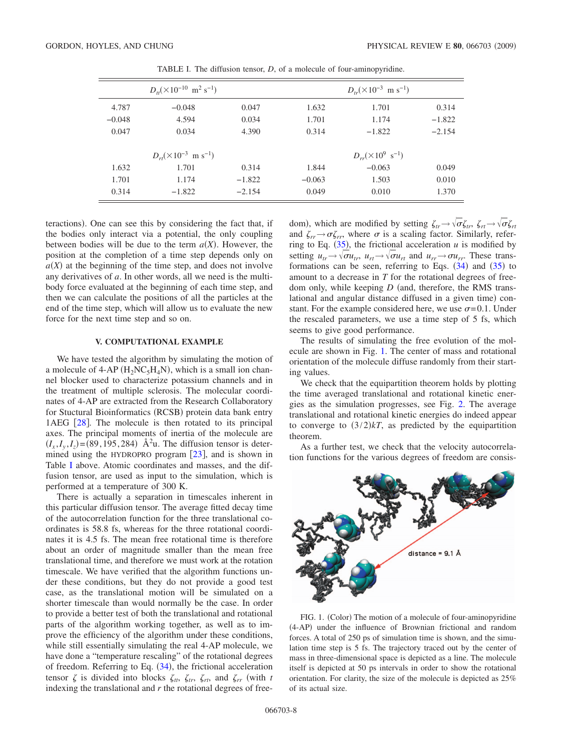TABLE I. The diffusion tensor, $D$, of a molecule of four-aminopyridine.

| $D_{tt}(\times 10^{-10}\ \mathrm{m^2\ s^{-1}})$ | | | $D_{tr}(\times 10^{-3}\ \mathrm{m\ s^{-1}})$ | | |
|---|---|---|---|---|---|
| 4.787 | −0.048 | 0.047 | 1.632 | 1.701 | 0.314 |
| −0.048 | 4.594 | 0.034 | 1.701 | 1.174 | −1.822 |
| 0.047 | 0.034 | 4.390 | 0.314 | −1.822 | −2.154 |
| $D_{rt}(\times 10^{-3}\ \mathrm{m\ s^{-1}})$ | | | $D_{rr}(\times 10^{9}\ \mathrm{s^{-1}})$ | | |
| 1.632 | 1.701 | 0.314 | 1.844 | −0.063 | 0.049 |
| 1.701 | 1.174 | −1.822 | −0.063 | 1.503 | 0.010 |
| 0.314 | −1.822 | −2.154 | 0.049 | 0.010 | 1.370 |

teractions). One can see this by considering the fact that, if the bodies only interact via a potential, the only coupling between bodies will be due to the term $a(X)$. However, the position at the completion of a time step depends only on $a(X)$ at the beginning of the time step, and does not involve any derivatives of $a$. In other words, all we need is the multibody force evaluated at the beginning of each time step, and then we can calculate the positions of all the particles at the end of the time step, which will allow us to evaluate the new force for the next time step and so on.

## V. COMPUTATIONAL EXAMPLE

We have tested the algorithm by simulating the motion of a molecule of 4-AP ($H_2NC_5H_4N$), which is a small ion channel blocker used to characterize potassium channels and in the treatment of multiple sclerosis. The molecular coordinates of 4-AP are extracted from the Research Collaboratory for Stuctural Bioinformatics (RCSB) protein data bank entry 1AEG [28]. The molecule is then rotated to its principal axes. The principal moments of inertia of the molecule are $(I_x, I_y, I_z) = (89, 195, 284)$ Å$^2$u. The diffusion tensor is determined using the HYDROPRO program [23], and is shown in Table I above. Atomic coordinates and masses, and the diffusion tensor, are used as input to the simulation, which is performed at a temperature of 300 K.

There is actually a separation in timescales inherent in this particular diffusion tensor. The average fitted decay time of the autocorrelation function for the three translational coordinates is 58.8 fs, whereas for the three rotational coordinates it is 4.5 fs. The mean free rotational time is therefore about an order of magnitude smaller than the mean free translational time, and therefore we must work at the rotation timescale. We have verified that the algorithm functions under these conditions, but they do not provide a good test case, as the translational motion will be simulated on a shorter timescale than would normally be the case. In order to provide a better test of both the translational and rotational parts of the algorithm working together, as well as to improve the efficiency of the algorithm under these conditions, while still essentially simulating the real 4-AP molecule, we have done a "temperature rescaling" of the rotational degrees of freedom. Referring to Eq. (34), the frictional acceleration tensor $\zeta$ is divided into blocks $\zeta_{tt}$, $\zeta_{tr}$, $\zeta_{rt}$, and $\zeta_{rr}$ (with $t$ indexing the translational and $r$ the rotational degrees of freedom), which are modified by setting $\zeta_{tr} \to \sqrt{\sigma}\zeta_{tr}$, $\zeta_{rt} \to \sqrt{\sigma}\zeta_{rt}$ and $\zeta_{rr} \to \sigma\zeta_{rr}$, where $\sigma$ is a scaling factor. Similarly, referring to Eq. (35), the frictional acceleration $u$ is modified by setting $u_{tr} \to \sqrt{\sigma}u_{tr}$, $u_{rt} \to \sqrt{\sigma}u_{rt}$ and $u_{rr} \to \sigma u_{rr}$. These transformations can be seen, referring to Eqs. (34) and (35) to amount to a decrease in $T$ for the rotational degrees of freedom only, while keeping $D$ (and, therefore, the RMS translational and angular distance diffused in a given time) constant. For the example considered here, we use $\sigma = 0.1$. Under the rescaled parameters, we use a time step of 5 fs, which seems to give good performance.

The results of simulating the free evolution of the molecule are shown in Fig. 1. The center of mass and rotational orientation of the molecule diffuse randomly from their starting values.

We check that the equipartition theorem holds by plotting the time averaged translational and rotational kinetic energies as the simulation progresses, see Fig. 2. The average translational and rotational kinetic energies do indeed appear to converge to $(3/2)kT$, as predicted by the equipartition theorem.

As a further test, we check that the velocity autocorrelation functions for the various degrees of freedom are consis-

distance = 9.1 Å

FIG. 1. (Color) The motion of a molecule of four-aminopyridine (4-AP) under the influence of Brownian frictional and random forces. A total of 250 ps of simulation time is shown, and the simulation time step is 5 fs. The trajectory traced out by the center of mass in three-dimensional space is depicted as a line. The molecule itself is depicted at 50 ps intervals in order to show the rotational orientation. For clarity, the size of the molecule is depicted as 25% of its actual size.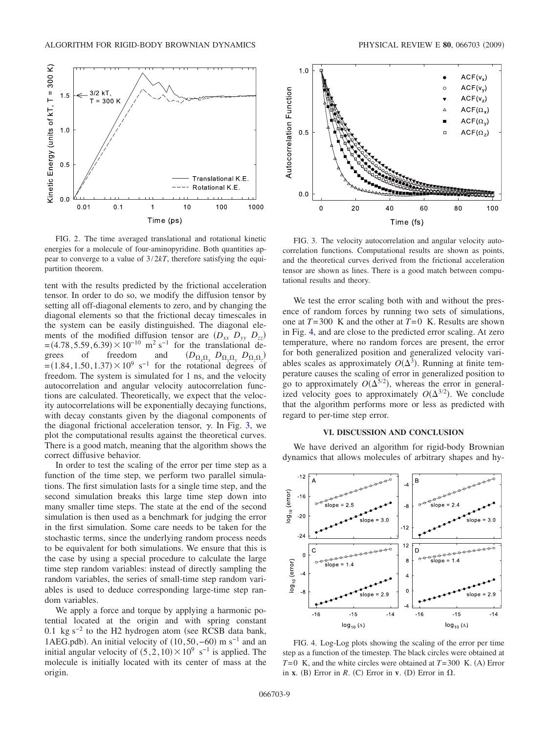Kinetic Energy (units of kT, T = 300 K)

3/2 kT, T = 300 K

Translational K.E.
Rotational K.E.

Time (ps)

FIG. 2. The time averaged translational and rotational kinetic energies for a molecule of four-aminopyridine. Both quantities appear to converge to a value of $3/2kT$, therefore satisfying the equipartition theorem.

Autocorrelation Function

ACF($v_x$)
ACF($v_y$)
ACF($v_z$)
ACF($\Omega_x$)
ACF($\Omega_y$)
ACF($\Omega_z$)

Time (fs)

FIG. 3. The velocity autocorrelation and angular velocity autocorrelation functions. Computational results are shown as points, and the theoretical curves derived from the frictional acceleration tensor are shown as lines. There is a good match between computational results and theory.

tent with the results predicted by the frictional acceleration tensor. In order to do so, we modify the diffusion tensor by setting all off-diagonal elements to zero, and by changing the diagonal elements so that the frictional decay timescales in the system can be easily distinguished. The diagonal elements of the modified diffusion tensor are $(D_{xx}\ D_{yy}\ D_{zz}) = (4.78, 5.59, 6.39) \times 10^{-10}\ \mathrm{m}^2\ \mathrm{s}^{-1}$ for the translational degrees of freedom and $(D_{\Omega_x\Omega_x}\ D_{\Omega_y\Omega_y}\ D_{\Omega_z\Omega_z}) = (1.84, 1.50, 1.37) \times 10^9\ \mathrm{s}^{-1}$ for the rotational degrees of freedom. The system is simulated for 1 ns, and the velocity autocorrelation and angular velocity autocorrelation functions are calculated. Theoretically, we expect that the velocity autocorrelations will be exponentially decaying functions, with decay constants given by the diagonal components of the diagonal frictional acceleration tensor, $\gamma$. In Fig. 3, we plot the computational results against the theoretical curves. There is a good match, meaning that the algorithm shows the correct diffusive behavior.

In order to test the scaling of the error per time step as a function of the time step, we perform two parallel simulations. The first simulation lasts for a single time step, and the second simulation breaks this large time step down into many smaller time steps. The state at the end of the second simulation is then used as a benchmark for judging the error in the first simulation. Some care needs to be taken for the stochastic terms, since the underlying random process needs to be equivalent for both simulations. We ensure that this is the case by using a special procedure to calculate the large time step random variables: instead of directly sampling the random variables, the series of small-time step random variables is used to deduce corresponding large-time step random variables.

We apply a force and torque by applying a harmonic potential located at the origin and with spring constant $0.1\ \mathrm{kg\ s}^{-2}$ to the H2 hydrogen atom (see RCSB data bank, 1AEG.pdb). An initial velocity of $(10, 50, -60)\ \mathrm{m\ s}^{-1}$ and an initial angular velocity of $(5, 2, 10) \times 10^9\ \mathrm{s}^{-1}$ is applied. The molecule is initially located with its center of mass at the origin.

We test the error scaling both with and without the presence of random forces by running two sets of simulations, one at $T=300$ K and the other at $T=0$ K. Results are shown in Fig. 4, and are close to the predicted error scaling. At zero temperature, where no random forces are present, the error for both generalized position and generalized velocity variables scales as approximately $O(\Delta^3)$. Running at finite temperature causes the scaling of error in generalized position to go to approximately $O(\Delta^{5/2})$, whereas the error in generalized velocity goes to approximately $O(\Delta^{3/2})$. We conclude that the algorithm performs more or less as predicted with regard to per-time step error.

## VI. DISCUSSION AND CONCLUSION

We have derived an algorithm for rigid-body Brownian dynamics that allows molecules of arbitrary shapes and hy-

A
slope = 2.5
slope = 3.0

B
slope = 2.4
slope = 3.0

C
slope = 1.4
slope = 2.9

D
slope = 1.4
slope = 2.9

$\log_{10}$ (error)

$\log_{10}$ ($\Delta$)

FIG. 4. Log-Log plots showing the scaling of the error per time step as a function of the timestep. The black circles were obtained at $T=0$ K, and the white circles were obtained at $T=300$ K. (A) Error in $\mathbf{x}$. (B) Error in $R$. (C) Error in $\mathbf{v}$. (D) Error in $\Omega$.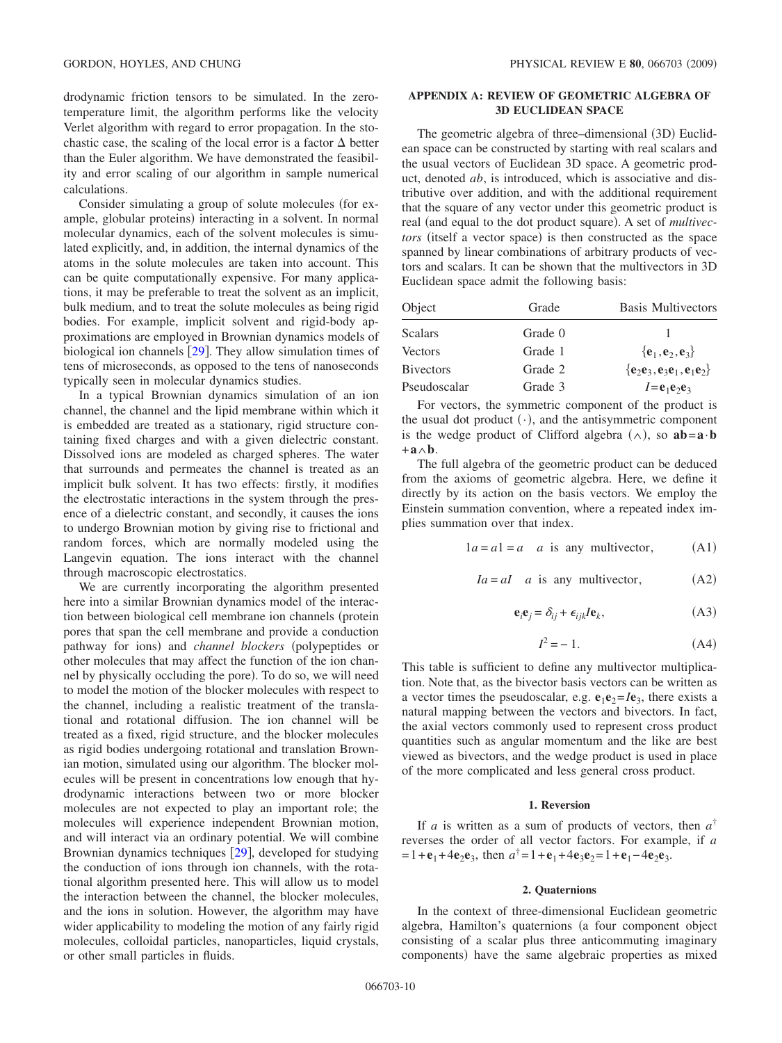drodynamic friction tensors to be simulated. In the zero-temperature limit, the algorithm performs like the velocity Verlet algorithm with regard to error propagation. In the stochastic case, the scaling of the local error is a factor $\Delta$ better than the Euler algorithm. We have demonstrated the feasibility and error scaling of our algorithm in sample numerical calculations.

Consider simulating a group of solute molecules (for example, globular proteins) interacting in a solvent. In normal molecular dynamics, each of the solvent molecules is simulated explicitly, and, in addition, the internal dynamics of the atoms in the solute molecules are taken into account. This can be quite computationally expensive. For many applications, it may be preferable to treat the solvent as an implicit, bulk medium, and to treat the solute molecules as being rigid bodies. For example, implicit solvent and rigid-body approximations are employed in Brownian dynamics models of biological ion channels [29]. They allow simulation times of tens of microseconds, as opposed to the tens of nanoseconds typically seen in molecular dynamics studies.

In a typical Brownian dynamics simulation of an ion channel, the channel and the lipid membrane within which it is embedded are treated as a stationary, rigid structure containing fixed charges and with a given dielectric constant. Dissolved ions are modeled as charged spheres. The water that surrounds and permeates the channel is treated as an implicit bulk solvent. It has two effects: firstly, it modifies the electrostatic interactions in the system through the presence of a dielectric constant, and secondly, it causes the ions to undergo Brownian motion by giving rise to frictional and random forces, which are normally modeled using the Langevin equation. The ions interact with the channel through macroscopic electrostatics.

We are currently incorporating the algorithm presented here into a similar Brownian dynamics model of the interaction between biological cell membrane ion channels (protein pores that span the cell membrane and provide a conduction pathway for ions) and *channel blockers* (polypeptides or other molecules that may affect the function of the ion channel by physically occluding the pore). To do so, we will need to model the motion of the blocker molecules with respect to the channel, including a realistic treatment of the translational and rotational diffusion. The ion channel will be treated as a fixed, rigid structure, and the blocker molecules as rigid bodies undergoing rotational and translation Brownian motion, simulated using our algorithm. The blocker molecules will be present in concentrations low enough that hydrodynamic interactions between two or more blocker molecules are not expected to play an important role; the molecules will experience independent Brownian motion, and will interact via an ordinary potential. We will combine Brownian dynamics techniques [29], developed for studying the conduction of ions through ion channels, with the rotational algorithm presented here. This will allow us to model the interaction between the channel, the blocker molecules, and the ions in solution. However, the algorithm may have wider applicability to modeling the motion of any fairly rigid molecules, colloidal particles, nanoparticles, liquid crystals, or other small particles in fluids.

## APPENDIX A: REVIEW OF GEOMETRIC ALGEBRA OF 3D EUCLIDEAN SPACE

The geometric algebra of three–dimensional (3D) Euclidean space can be constructed by starting with real scalars and the usual vectors of Euclidean 3D space. A geometric product, denoted $ab$, is introduced, which is associative and distributive over addition, and with the additional requirement that the square of any vector under this geometric product is real (and equal to the dot product square). A set of *multivectors* (itself a vector space) is then constructed as the space spanned by linear combinations of arbitrary products of vectors and scalars. It can be shown that the multivectors in 3D Euclidean space admit the following basis:

| Object | Grade | Basis Multivectors |
|---|---|---|
| Scalars | Grade 0 | $1$ |
| Vectors | Grade 1 | $\{\mathbf{e}_1,\mathbf{e}_2,\mathbf{e}_3\}$ |
| Bivectors | Grade 2 | $\{\mathbf{e}_2\mathbf{e}_3,\mathbf{e}_3\mathbf{e}_1,\mathbf{e}_1\mathbf{e}_2\}$ |
| Pseudoscalar | Grade 3 | $I=\mathbf{e}_1\mathbf{e}_2\mathbf{e}_3$ |

For vectors, the symmetric component of the product is the usual dot product $(\cdot)$, and the antisymmetric component is the wedge product of Clifford algebra $(\wedge)$, so $\mathbf{ab}=\mathbf{a}\cdot\mathbf{b}+\mathbf{a}\wedge\mathbf{b}$.

The full algebra of the geometric product can be deduced from the axioms of geometric algebra. Here, we define it directly by its action on the basis vectors. We employ the Einstein summation convention, where a repeated index implies summation over that index.

$$1a=a1=a \quad a \text{ is any multivector}, \tag{A1}$$

$$Ia=aI \quad a \text{ is any multivector}, \tag{A2}$$

$$\mathbf{e}_i\mathbf{e}_j=\delta_{ij}+\epsilon_{ijk}I\mathbf{e}_k, \tag{A3}$$

$$I^2=-1. \tag{A4}$$

This table is sufficient to define any multivector multiplication. Note that, as the bivector basis vectors can be written as a vector times the pseudoscalar, e.g. $\mathbf{e}_1\mathbf{e}_2=I\mathbf{e}_3$, there exists a natural mapping between the vectors and bivectors. In fact, the axial vectors commonly used to represent cross product quantities such as angular momentum and the like are best viewed as bivectors, and the wedge product is used in place of the more complicated and less general cross product.

### 1. Reversion

If $a$ is written as a sum of products of vectors, then $a^\dagger$ reverses the order of all vector factors. For example, if $a=1+\mathbf{e}_1+4\mathbf{e}_2\mathbf{e}_3$, then $a^\dagger=1+\mathbf{e}_1+4\mathbf{e}_3\mathbf{e}_2=1+\mathbf{e}_1-4\mathbf{e}_2\mathbf{e}_3$.

### 2. Quaternions

In the context of three-dimensional Euclidean geometric algebra, Hamilton's quaternions (a four component object consisting of a scalar plus three anticommuting imaginary components) have the same algebraic properties as mixed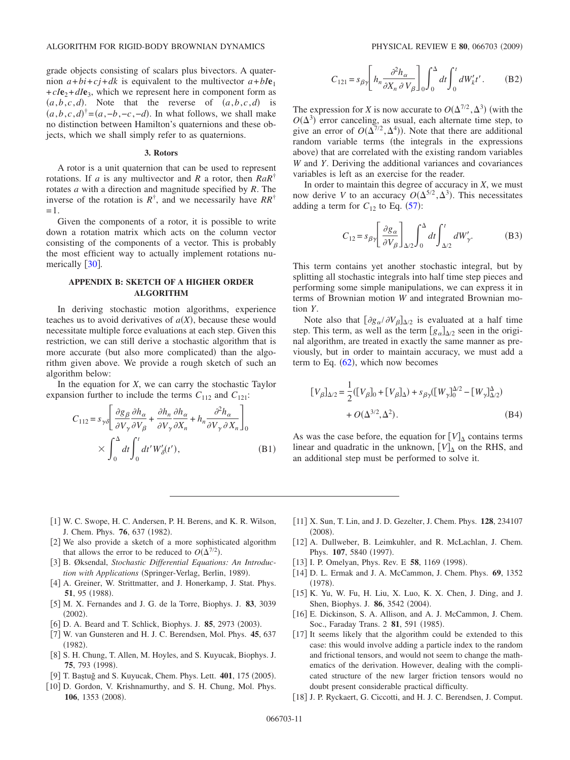grade objects consisting of scalars plus bivectors. A quaternion $a+bi+cj+dk$ is equivalent to the multivector $a+b I\mathbf{e}_1+cI\mathbf{e}_2+dI\mathbf{e}_3$, which we represent here in component form as $(a,b,c,d)$. Note that the reverse of $(a,b,c,d)$ is $(a,b,c,d)^\dagger=(a,-b,-c,-d)$. In what follows, we shall make no distinction between Hamilton's quaternions and these objects, which we shall simply refer to as quaternions.

### 3. Rotors

A rotor is a unit quaternion that can be used to represent rotations. If $a$ is any multivector and $R$ a rotor, then $RaR^\dagger$ rotates $a$ with a direction and magnitude specified by $R$. The inverse of the rotation is $R^\dagger$, and we necessarily have $RR^\dagger=1$.

Given the components of a rotor, it is possible to write down a rotation matrix which acts on the column vector consisting of the components of a vector. This is probably the most efficient way to actually implement rotations numerically [30].

## APPENDIX B: SKETCH OF A HIGHER ORDER ALGORITHM

In deriving stochastic motion algorithms, experience teaches us to avoid derivatives of $a(X)$, because these would necessitate multiple force evaluations at each step. Given this restriction, we can still derive a stochastic algorithm that is more accurate (but also more complicated) than the algorithm given above. We provide a rough sketch of such an algorithm below:

In the equation for $X$, we can carry the stochastic Taylor expansion further to include the terms $C_{112}$ and $C_{121}$:

$$C_{112}=s_{\gamma\delta}\left[\frac{\partial g_\beta}{\partial V_\gamma}\frac{\partial h_\alpha}{\partial V_\beta}+\frac{\partial h_n}{\partial V_\gamma}\frac{\partial h_\alpha}{\partial X_n}+h_n\frac{\partial^2 h_\alpha}{\partial V_\gamma\,\partial X_n}\right]_0 \times\int_0^\Delta dt\int_0^t dt' W'_\delta(t'), \tag{B1}$$

$$C_{121}=s_{\beta\gamma}\left[h_n\frac{\partial^2 h_\alpha}{\partial X_n\,\partial V_\beta}\right]_0\int_0^\Delta dt\int_0^t dW'_k t'. \tag{B2}$$

The expression for $X$ is now accurate to $O(\Delta^{7/2},\Delta^3)$ (with the $O(\Delta^3)$ error canceling, as usual, each alternate time step, to give an error of $O(\Delta^{7/2},\Delta^4)$). Note that there are additional random variable terms (the integrals in the expressions above) that are correlated with the existing random variables $W$ and $Y$. Deriving the additional variances and covariances variables is left as an exercise for the reader.

In order to maintain this degree of accuracy in $X$, we must now derive $V$ to an accuracy $O(\Delta^{5/2},\Delta^3)$. This necessitates adding a term for $C_{12}$ to Eq. (57):

$$C_{12}=s_{\beta\gamma}\left[\frac{\partial g_\alpha}{\partial V_\beta}\right]_{\Delta/2}\int_0^\Delta dt\int_{\Delta/2}^t dW'_\gamma. \tag{B3}$$

This term contains yet another stochastic integral, but by splitting all stochastic integrals into half time step pieces and performing some simple manipulations, we can express it in terms of Brownian motion $W$ and integrated Brownian motion $Y$.

Note also that $[\partial g_\alpha/\partial V_\beta]_{\Delta/2}$ is evaluated at a half time step. This term, as well as the term $[g_\alpha]_{\Delta/2}$ seen in the original algorithm, are treated in exactly the same manner as previously, but in order to maintain accuracy, we must add a term to Eq. (62), which now becomes

$$[V_\beta]_{\Delta/2}=\frac{1}{2}([V_\beta]_0+[V_\beta]_\Delta)+s_{\beta\gamma}([W_\gamma]_0^{\Delta/2}-[W_\gamma]_{\Delta/2}^{\Delta}) + O(\Delta^{3/2},\Delta^2). \tag{B4}$$

As was the case before, the equation for $[V]_\Delta$ contains terms linear and quadratic in the unknown, $[V]_\Delta$ on the RHS, and an additional step must be performed to solve it.

---

[1] W. C. Swope, H. C. Andersen, P. H. Berens, and K. R. Wilson, J. Chem. Phys. **76**, 637 (1982).

[2] We also provide a sketch of a more sophisticated algorithm that allows the error to be reduced to $O(\Delta^{7/2})$.

[3] B. Øksendal, *Stochastic Differential Equations: An Introduction with Applications* (Springer-Verlag, Berlin, 1989).

[4] A. Greiner, W. Strittmatter, and J. Honerkamp, J. Stat. Phys. **51**, 95 (1988).

[5] M. X. Fernandes and J. G. de la Torre, Biophys. J. **83**, 3039 (2002).

[6] D. A. Beard and T. Schlick, Biophys. J. **85**, 2973 (2003).

[7] W. van Gunsteren and H. J. C. Berendsen, Mol. Phys. **45**, 637 (1982).

[8] S. H. Chung, T. Allen, M. Hoyles, and S. Kuyucak, Biophys. J. **75**, 793 (1998).

[9] T. Baştuğ and S. Kuyucak, Chem. Phys. Lett. **401**, 175 (2005).

[10] D. Gordon, V. Krishnamurthy, and S. H. Chung, Mol. Phys. **106**, 1353 (2008).

[11] X. Sun, T. Lin, and J. D. Gezelter, J. Chem. Phys. **128**, 234107 (2008).

[12] A. Dullweber, B. Leimkuhler, and R. McLachlan, J. Chem. Phys. **107**, 5840 (1997).

[13] I. P. Omelyan, Phys. Rev. E **58**, 1169 (1998).

[14] D. L. Ermak and J. A. McCammon, J. Chem. Phys. **69**, 1352 (1978).

[15] K. Yu, W. Fu, H. Liu, X. Luo, K. X. Chen, J. Ding, and J. Shen, Biophys. J. **86**, 3542 (2004).

[16] E. Dickinson, S. A. Allison, and A. J. McCammon, J. Chem. Soc., Faraday Trans. 2 **81**, 591 (1985).

[17] It seems likely that the algorithm could be extended to this case: this would involve adding a particle index to the random and frictional tensors, and would not seem to change the mathematics of the derivation. However, dealing with the complicated structure of the new larger friction tensors would no doubt present considerable practical difficulty.

[18] J. P. Ryckaert, G. Ciccotti, and H. J. C. Berendsen, J. Comput.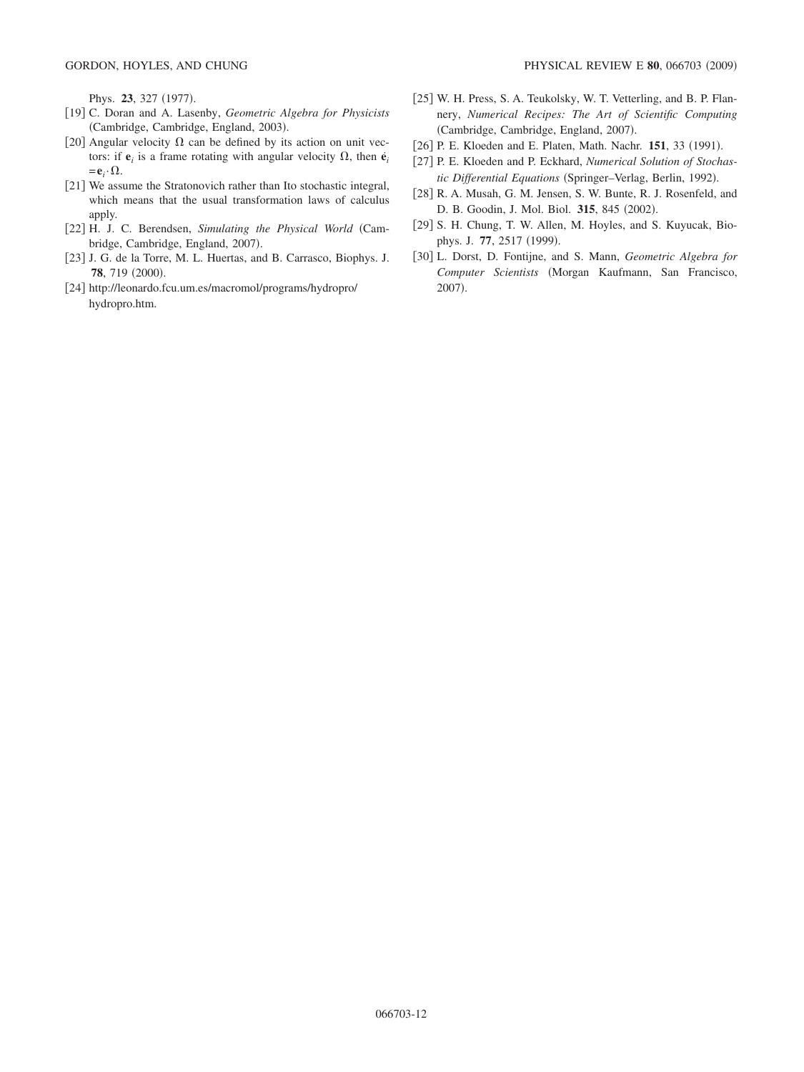Phys. **23**, 327 (1977).

[19] C. Doran and A. Lasenby, *Geometric Algebra for Physicists* (Cambridge, Cambridge, England, 2003).

[20] Angular velocity $\Omega$ can be defined by its action on unit vectors: if $\mathbf{e}_i$ is a frame rotating with angular velocity $\Omega$, then $\dot{\mathbf{e}}_i = \mathbf{e}_i \cdot \Omega$.

[21] We assume the Stratonovich rather than Ito stochastic integral, which means that the usual transformation laws of calculus apply.

[22] H. J. C. Berendsen, *Simulating the Physical World* (Cambridge, Cambridge, England, 2007).

[23] J. G. de la Torre, M. L. Huertas, and B. Carrasco, Biophys. J. **78**, 719 (2000).

[24] http://leonardo.fcu.um.es/macromol/programs/hydropro/hydropro.htm.

[25] W. H. Press, S. A. Teukolsky, W. T. Vetterling, and B. P. Flannery, *Numerical Recipes: The Art of Scientific Computing* (Cambridge, Cambridge, England, 2007).

[26] P. E. Kloeden and E. Platen, Math. Nachr. **151**, 33 (1991).

[27] P. E. Kloeden and P. Eckhard, *Numerical Solution of Stochastic Differential Equations* (Springer–Verlag, Berlin, 1992).

[28] R. A. Musah, G. M. Jensen, S. W. Bunte, R. J. Rosenfeld, and D. B. Goodin, J. Mol. Biol. **315**, 845 (2002).

[29] S. H. Chung, T. W. Allen, M. Hoyles, and S. Kuyucak, Biophys. J. **77**, 2517 (1999).

[30] L. Dorst, D. Fontijne, and S. Mann, *Geometric Algebra for Computer Scientists* (Morgan Kaufmann, San Francisco, 2007).